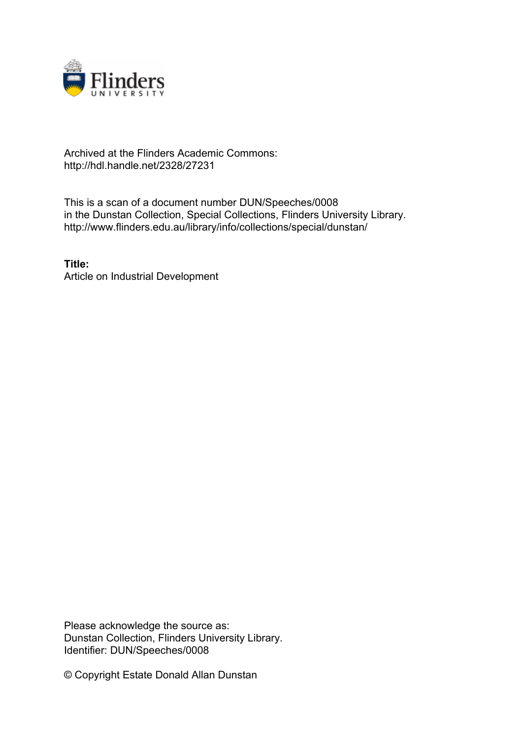Archived at the Flinders Academic Commons:
http://hdl.handle.net/2328/27231

This is a scan of a document number DUN/Speeches/0008
in the Dunstan Collection, Special Collections, Flinders University Library.
http://www.flinders.edu.au/library/info/collections/special/dunstan/

**Title:**
Article on Industrial Development

Please acknowledge the source as:
Dunstan Collection, Flinders University Library.
Identifier: DUN/Speeches/0008

© Copyright Estate Donald Allan Dunstan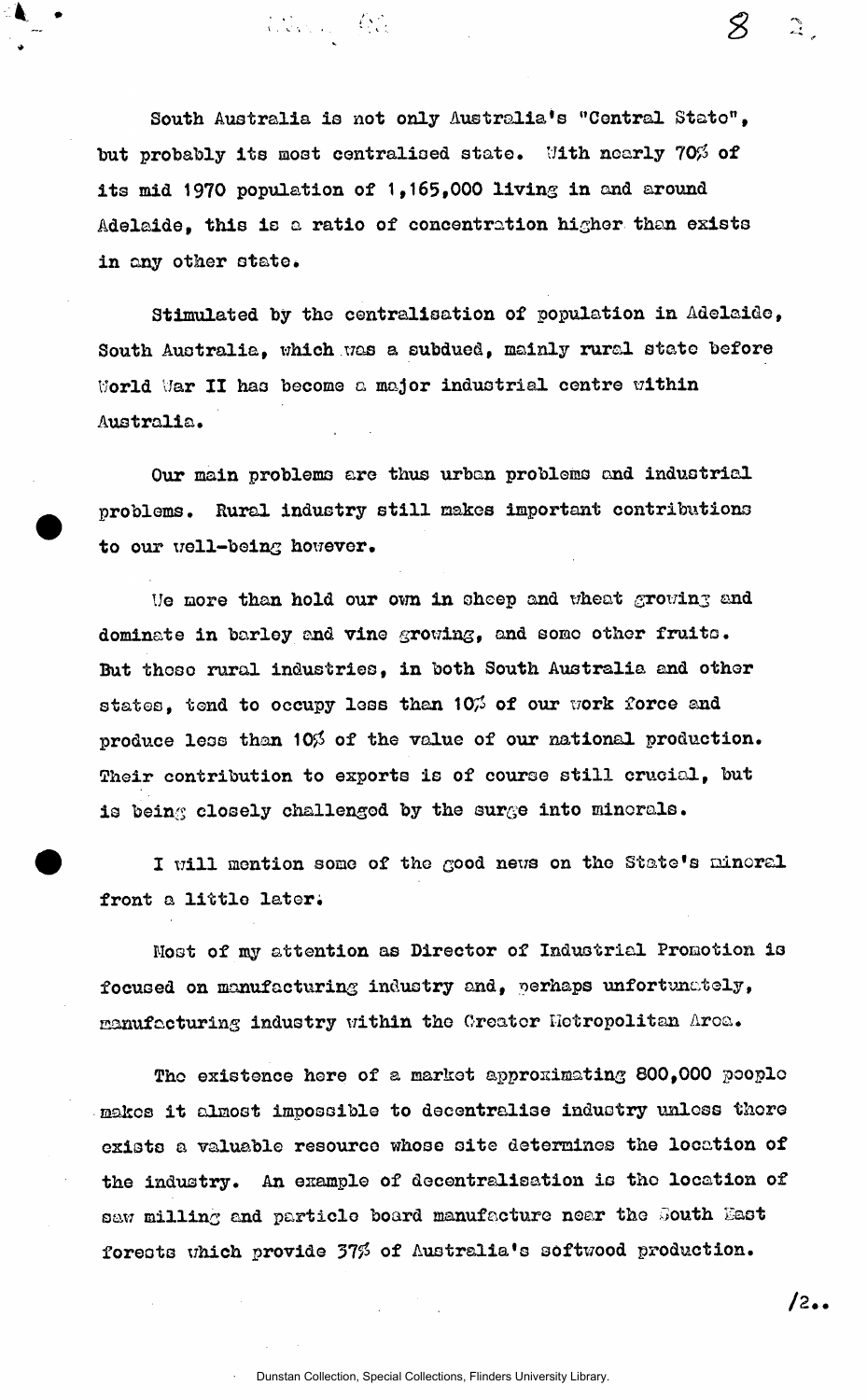South Australia is not only Australia's "Central State", but probably its most centralised state. With nearly 70% of its mid 1970 population of 1,165,000 living in and around Adelaide, this is a ratio of concentration higher than exists in any other state.

Stimulated by the centralisation of population in Adelaide, South Australia, which was a subdued, mainly rural state before World War II has become a major industrial centre within Australia.

Our main problems are thus urban problems and industrial problems. Rural industry still makes important contributions to our well-being however.

We more than hold our own in sheep and wheat growing and dominate in barley and vine growing, and some other fruits. But these rural industries, in both South Australia and other states, tend to occupy less than 10% of our work force and produce less than 10% of the value of our national production. Their contribution to exports is of course still crucial, but is being closely challenged by the surge into minerals.

I will mention some of the good news on the State's mineral front a little later.

Most of my attention as Director of Industrial Promotion is focused on manufacturing industry and, perhaps unfortunately, manufacturing industry within the Greater Metropolitan Area.

The existence here of a market approximating 800,000 people makes it almost impossible to decentralise industry unless there exists a valuable resource whose site determines the location of the industry. An example of decentralisation is the location of saw milling and particle board manufacture near the South East forests which provide 37% of Australia's softwood production.

/2..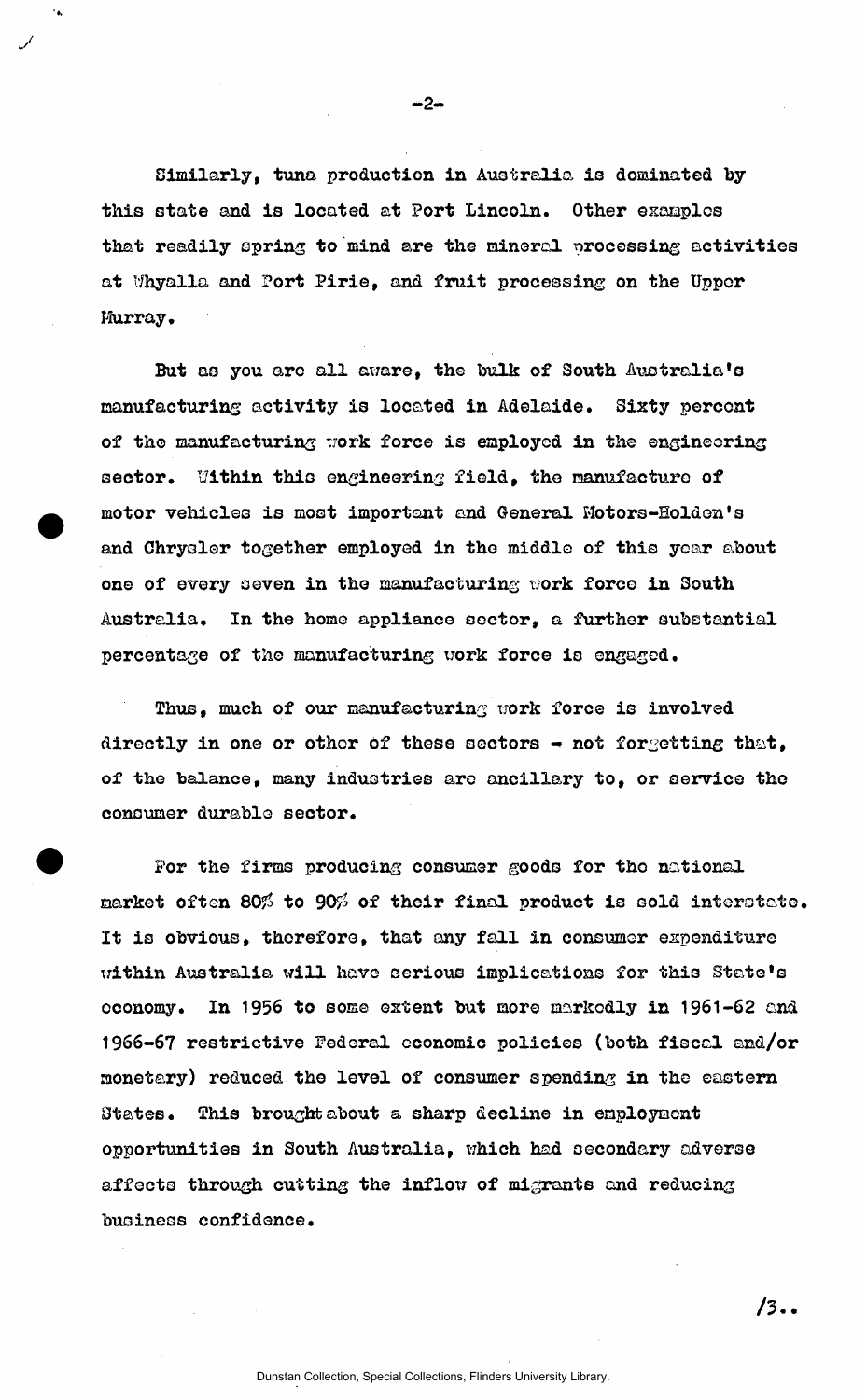Similarly, tuna production in Australia is dominated by this state and is located at Port Lincoln. Other examples that readily spring to mind are the mineral processing activities at Whyalla and Port Pirie, and fruit processing on the Upper Murray.

But as you are all aware, the bulk of South Australia's manufacturing activity is located in Adelaide. Sixty percent of the manufacturing work force is employed in the engineering sector. Within this engineering field, the manufacture of motor vehicles is most important and General Motors-Holden's and Chrysler together employed in the middle of this year about one of every seven in the manufacturing work force in South Australia. In the home appliance sector, a further substantial percentage of the manufacturing work force is engaged.

Thus, much of our manufacturing work force is involved directly in one or other of these sectors - not forgetting that, of the balance, many industries are ancillary to, or service the consumer durable sector.

For the firms producing consumer goods for the national market often 80% to 90% of their final product is sold interstate. It is obvious, therefore, that any fall in consumer expenditure within Australia will have serious implications for this State's economy. In 1956 to some extent but more markedly in 1961-62 and 1966-67 restrictive Federal economic policies (both fiscal and/or monetary) reduced the level of consumer spending in the eastern States. This brought about a sharp decline in employment opportunities in South Australia, which had secondary adverse affects through cutting the inflow of migrants and reducing business confidence.

/3..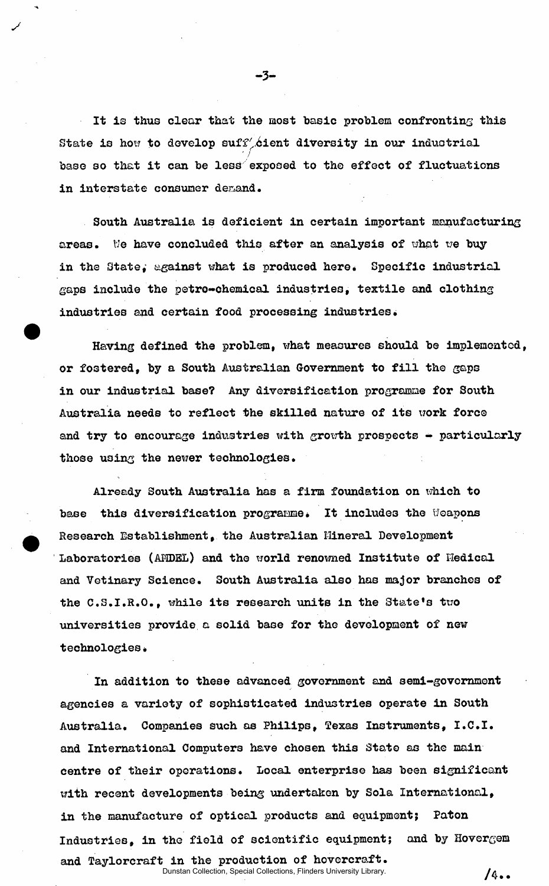It is thus clear that the most basic problem confronting this State is how to develop sufficient diversity in our industrial base so that it can be less exposed to the effect of fluctuations in interstate consumer demand.

South Australia is deficient in certain important manufacturing areas. We have concluded this after an analysis of what we buy in the State, against what is produced here. Specific industrial gaps include the petro-chemical industries, textile and clothing industries and certain food processing industries.

Having defined the problem, what measures should be implemented, or fostered, by a South Australian Government to fill the gaps in our industrial base? Any diversification programme for South Australia needs to reflect the skilled nature of its work force and try to encourage industries with growth prospects - particularly those using the newer technologies.

Already South Australia has a firm foundation on which to base this diversification programme. It includes the Weapons Research Establishment, the Australian Mineral Development Laboratories (AMDEL) and the world renowned Institute of Medical and Vetinary Science. South Australia also has major branches of the C.S.I.R.O., while its research units in the State's two universities provide a solid base for the development of new technologies.

In addition to these advanced government and semi-government agencies a variety of sophisticated industries operate in South Australia. Companies such as Philips, Texas Instruments, I.C.I. and International Computers have chosen this State as the main centre of their operations. Local enterprise has been significant with recent developments being undertaken by Sola International, in the manufacture of optical products and equipment; Paton Industries, in the field of scientific equipment; and by Hovergem and Taylorcraft in the production of hovercraft.

/4..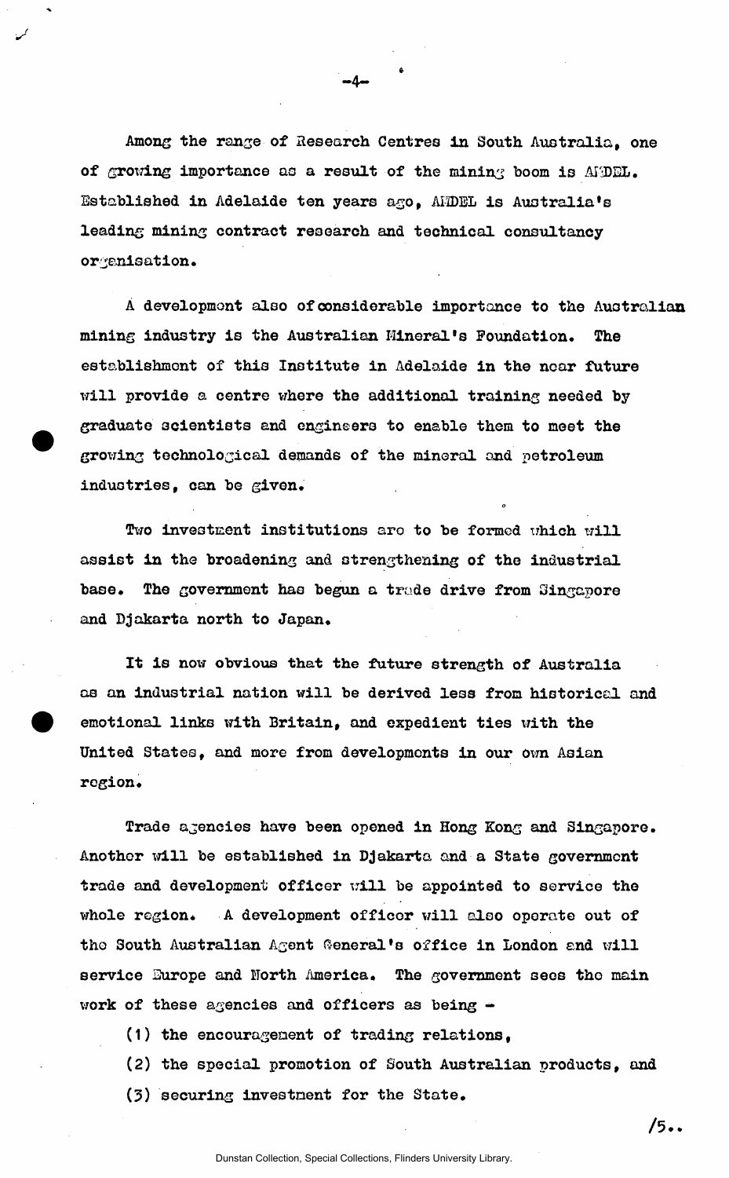Among the range of Research Centres in South Australia, one of growing importance as a result of the mining boom is AMDEL. Established in Adelaide ten years ago, AMDEL is Australia's leading mining contract research and technical consultancy organisation.

A development also of considerable importance to the Australian mining industry is the Australian Mineral's Foundation. The establishment of this Institute in Adelaide in the near future will provide a centre where the additional training needed by graduate scientists and engineers to enable them to meet the growing technological demands of the mineral and petroleum industries, can be given.

Two investment institutions are to be formed which will assist in the broadening and strengthening of the industrial base. The government has begun a trade drive from Singapore and Djakarta north to Japan.

It is now obvious that the future strength of Australia as an industrial nation will be derived less from historical and emotional links with Britain, and expedient ties with the United States, and more from developments in our own Asian region.

Trade agencies have been opened in Hong Kong and Singapore. Another will be established in Djakarta and a State government trade and development officer will be appointed to service the whole region. A development officer will also operate out of the South Australian Agent General's office in London and will service Europe and North America. The government sees the main work of these agencies and officers as being -

(1) the encouragement of trading relations,

(2) the special promotion of South Australian products, and

(3) securing investment for the State.

/5..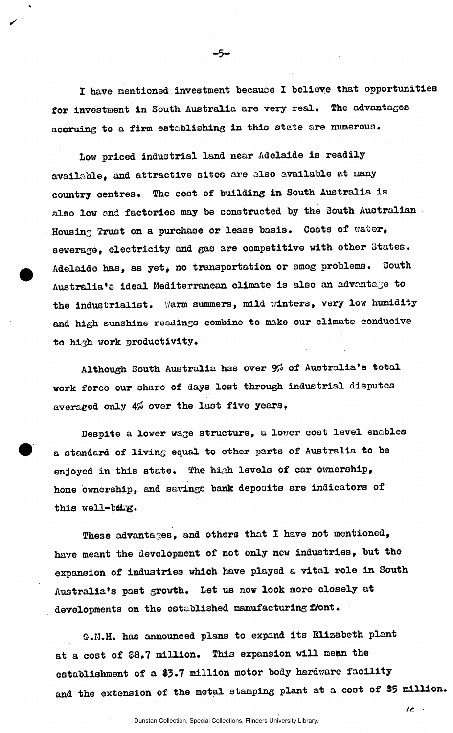I have mentioned investment because I believe that opportunities for investment in South Australia are very real. The advantages accruing to a firm establishing in this state are numerous.

Low priced industrial land near Adelaide is readily available, and attractive sites are also available at many country centres. The cost of building in South Australia is also low and factories may be constructed by the South Australian Housing Trust on a purchase or lease basis. Costs of water, sewerage, electricity and gas are competitive with other States. Adelaide has, as yet, no transportation or smog problems. South Australia's ideal Mediterranean climate is also an advantage to the industrialist. Warm summers, mild winters, very low humidity and high sunshine readings combine to make our climate conducive to high work productivity.

Although South Australia has over 9% of Australia's total work force our share of days lost through industrial disputes averaged only 4% over the last five years.

Despite a lower wage structure, a lower cost level enables a standard of living equal to other parts of Australia to be enjoyed in this state. The high levels of car ownership, home ownership, and savings bank deposits are indicators of this well-being.

These advantages, and others that I have not mentioned, have meant the development of not only new industries, but the expansion of industries which have played a vital role in South Australia's past growth. Let us now look more closely at developments on the established manufacturing front.

G.M.H. has announced plans to expand its Elizabeth plant at a cost of $8.7 million. This expansion will mean the establishment of a $3.7 million motor body hardware facility and the extension of the metal stamping plant at a cost of $5 million.

/6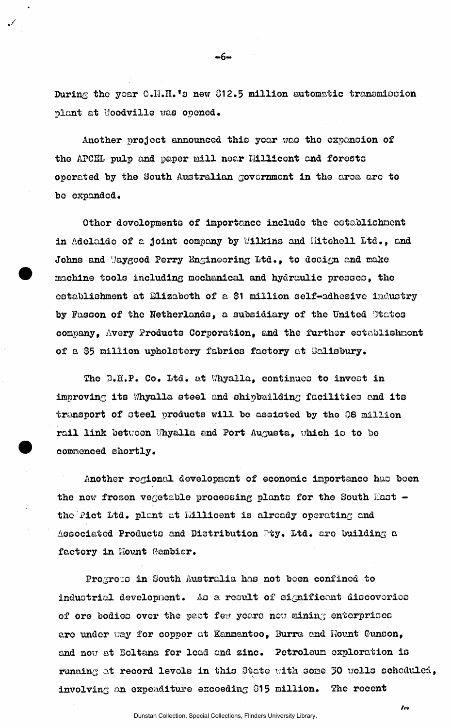During the year G.M.H.'s new $12.5 million automatic transmission plant at Woodville was opened.

Another project announced this year was the expansion of the APCEL pulp and paper mill near Millicent and forests operated by the South Australian government in the area are to be expanded.

Other developments of importance include the establishment in Adelaide of a joint company by Wilkins and Mitchell Ltd., and Johns and Waygood Perry Engineering Ltd., to design and make machine tools including mechanical and hydraulic presses, the establishment at Elizabeth of a $1 million self-adhesive industry by Fasson of the Netherlands, a subsidiary of the United States company, Avery Products Corporation, and the further establishment of a $5 million upholstery fabrics factory at Salisbury.

The B.H.P. Co. Ltd. at Whyalla, continues to invest in improving its Whyalla steel and shipbuilding facilities and its transport of steel products will be assisted by the $8 million rail link between Whyalla and Port Augusta, which is to be commenced shortly.

Another regional development of economic importance has been the new frozen vegetable processing plants for the South East - the Pict Ltd. plant at Millicent is already operating and Associated Products and Distribution Pty. Ltd. are building a factory in Mount Gambier.

Progress in South Australia has not been confined to industrial development. As a result of significant discoveries of ore bodies over the past few years new mining enterprises are under way for copper at Kanmantoo, Burra and Mount Gunson, and now at Beltana for lead and zinc. Petroleum exploration is running at record levels in this State with some 30 wells scheduled, involving an expenditure exceeding $15 million. The recent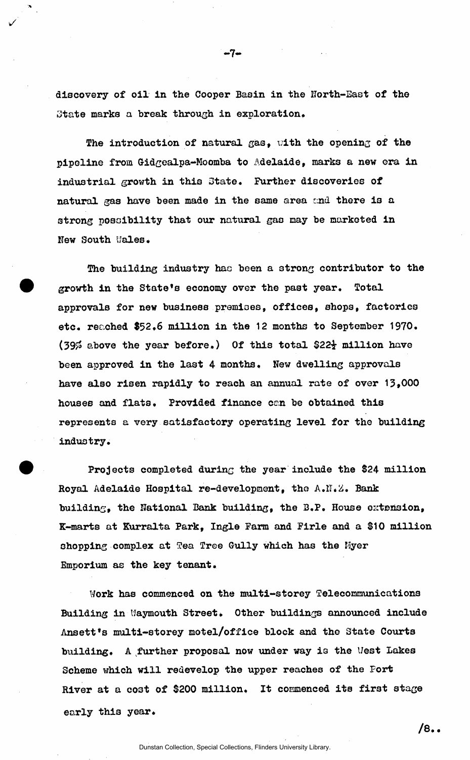discovery of oil in the Cooper Basin in the North-East of the State marks a break through in exploration.

The introduction of natural gas, with the opening of the pipeline from Gidgealpa-Moomba to Adelaide, marks a new era in industrial growth in this State. Further discoveries of natural gas have been made in the same area and there is a strong possibility that our natural gas may be marketed in New South Wales.

The building industry has been a strong contributor to the growth in the State's economy over the past year. Total approvals for new business premises, offices, shops, factories etc. reached $52.6 million in the 12 months to September 1970. (39% above the year before.) Of this total $22½ million have been approved in the last 4 months. New dwelling approvals have also risen rapidly to reach an annual rate of over 13,000 houses and flats. Provided finance can be obtained this represents a very satisfactory operating level for the building industry.

Projects completed during the year include the $24 million Royal Adelaide Hospital re-development, the A.N.Z. Bank building, the National Bank building, the B.P. House extension, K-marts at Kurralta Park, Ingle Farm and Firle and a $10 million shopping complex at Tea Tree Gully which has the Myer Emporium as the key tenant.

Work has commenced on the multi-storey Telecommunications Building in Waymouth Street. Other buildings announced include Ansett's multi-storey motel/office block and the State Courts building. A further proposal now under way is the West Lakes Scheme which will redevelop the upper reaches of the Port River at a cost of $200 million. It commenced its first stage early this year.

/8..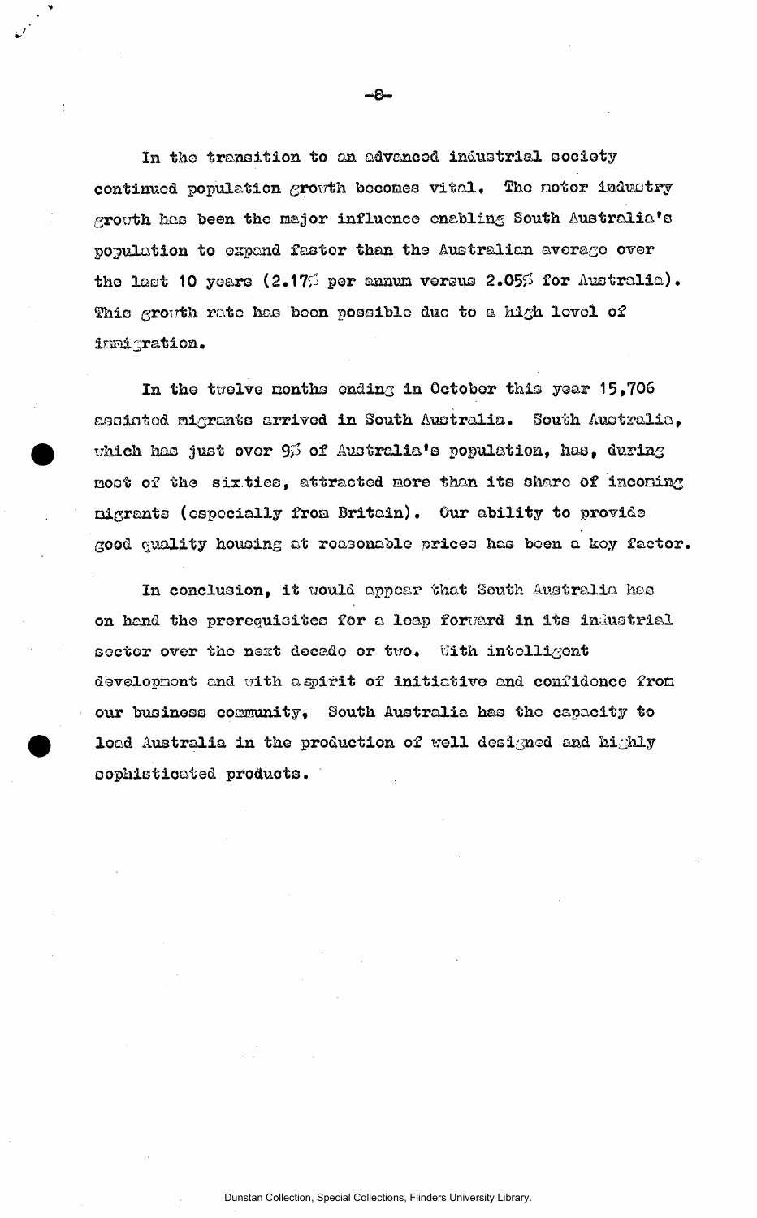In the transition to an advanced industrial society continued population growth becomes vital. The motor industry growth has been the major influence enabling South Australia's population to expand faster than the Australian average over the last 10 years (2.17% per annum versus 2.05% for Australia). This growth rate has been possible due to a high level of immigration.

In the twelve months ending in October this year 15,706 assisted migrants arrived in South Australia. South Australia, which has just over 9% of Australia's population, has, during most of the sixties, attracted more than its share of incoming migrants (especially from Britain). Our ability to provide good quality housing at reasonable prices has been a key factor.

In conclusion, it would appear that South Australia has on hand the prerequisites for a leap forward in its industrial sector over the next decade or two. With intelligent development and with a spirit of initiative and confidence from our business community, South Australia has the capacity to lead Australia in the production of well designed and highly sophisticated products.

Dunstan Collection, Special Collections, Flinders University Library.